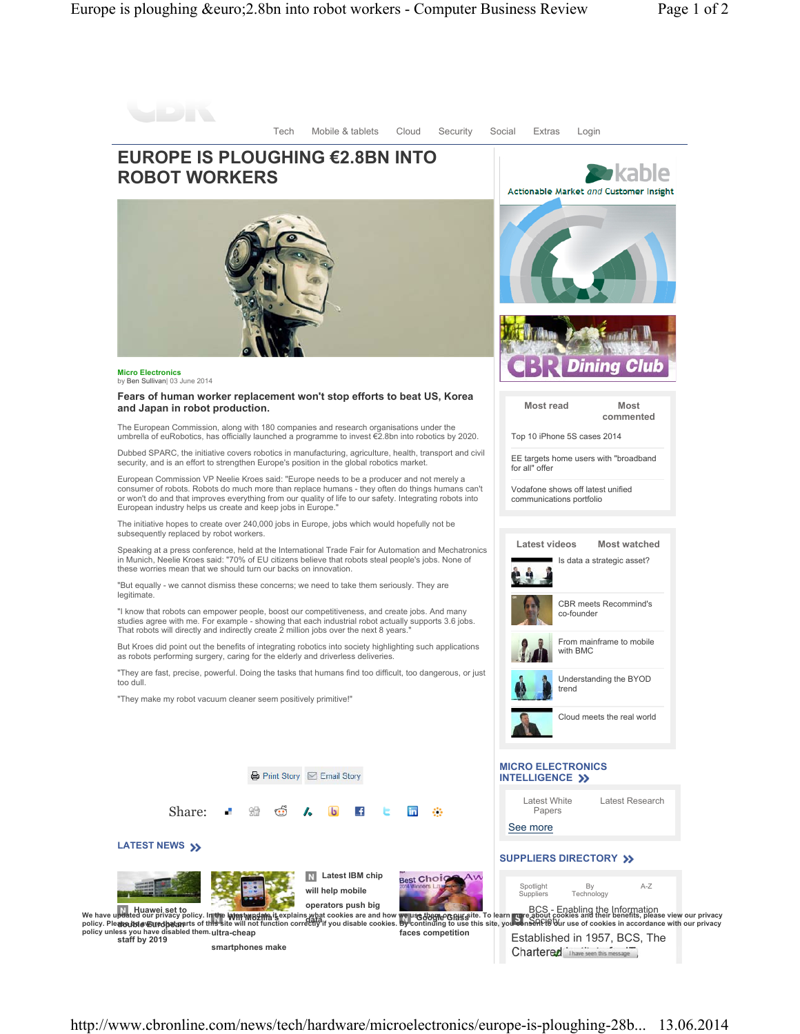Tech Mobile & tablets Cloud Security Social Extras Login

# EUROPE IS PLOUGHING €2.8BN INTO ROBOT WORKERS

Micro Electronics
by Ben Sullivan| 03 June 2014

**Fears of human worker replacement won't stop efforts to beat US, Korea and Japan in robot production.**

The European Commission, along with 180 companies and research organisations under the umbrella of euRobotics, has officially launched a programme to invest €2.8bn into robotics by 2020.

Dubbed SPARC, the initiative covers robotics in manufacturing, agriculture, health, transport and civil security, and is an effort to strengthen Europe's position in the global robotics market.

European Commission VP Neelie Kroes said: "Europe needs to be a producer and not merely a consumer of robots. Robots do much more than replace humans - they often do things humans can't or won't do and that improves everything from our quality of life to our safety. Integrating robots into European industry helps us create and keep jobs in Europe."

The initiative hopes to create over 240,000 jobs in Europe, jobs which would hopefully not be subsequently replaced by robot workers.

Speaking at a press conference, held at the International Trade Fair for Automation and Mechatronics in Munich, Neelie Kroes said: "70% of EU citizens believe that robots steal people's jobs. None of these worries mean that we should turn our backs on innovation.

"But equally - we cannot dismiss these concerns; we need to take them seriously. They are legitimate.

"I know that robots can empower people, boost our competitiveness, and create jobs. And many studies agree with me. For example - showing that each industrial robot actually supports 3.6 jobs. That robots will directly and indirectly create 2 million jobs over the next 8 years."

But Kroes did point out the benefits of integrating robotics into society highlighting such applications as robots performing surgery, caring for the elderly and driverless deliveries.

"They are fast, precise, powerful. Doing the tasks that humans find too difficult, too dangerous, or just too dull.

"They make my robot vacuum cleaner seem positively primitive!"

Print Story Email Story

Share:

## LATEST NEWS

- Huawei set to double European staff by 2019
- Will Mozilla's ultra-cheap smartphones make
- Latest IBM chip will help mobile operators push big data
- Google Glass faces competition

Most read | Most commented

- Top 10 iPhone 5S cases 2014
- EE targets home users with "broadband for all" offer
- Vodafone shows off latest unified communications portfolio

Latest videos | Most watched

- Is data a strategic asset?
- CBR meets Recommind's co-founder
- From mainframe to mobile with BMC
- Understanding the BYOD trend
- Cloud meets the real world

## MICRO ELECTRONICS INTELLIGENCE

Latest White Papers | Latest Research

See more

## SUPPLIERS DIRECTORY

Spotlight Suppliers | By Technology | A-Z

BCS - Enabling the Information Society

Established in 1957, BCS, The Chartered

We have updated our privacy policy. In the latest update it explains what cookies are and how we use them on our site. To learn more about cookies and their benefits, please view our privacy policy. Please be aware that parts of this site will not function correctly if you disable cookies. By continuing to use this site, you consent to our use of cookies in accordance with our privacy policy unless you have disabled them.

I have seen this message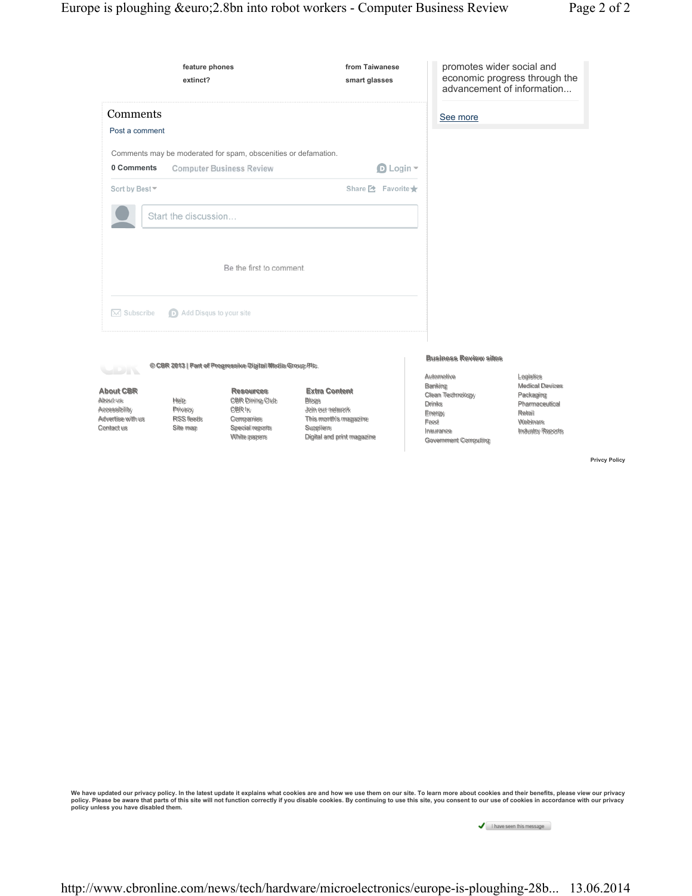feature phones extinct?

from Taiwanese smart glasses

promotes wider social and economic progress through the advancement of information...

See more

## Comments

Post a comment

Comments may be moderated for spam, obscenities or defamation.

**0 Comments** Computer Business Review Login

Sort by Best Share Favorite

Start the discussion...

Be the first to comment.

Subscribe Add Disqus to your site

© CBR 2013 | Part of Progressive Digital Media Group Plc.

**About CBR**

About us
Accessibility
Advertise with us
Contact us

Help
Privacy
RSS feeds
Site map

**Resources**

CBR Dining Club
CBR tv
Companies
Special reports
White papers

**Extra Content**

Blogs
Join our network
This month's magazine
Suppliers
Digital and print magazine

**Business Review sites**

Automotive
Banking
Clean Technology
Drinks
Energy
Food
Insurance
Government Computing

Logistics
Medical Devices
Packaging
Pharmaceutical
Retail
Webinars
Industry Reports

Privcy Policy

We have updated our privacy policy. In the latest update it explains what cookies are and how we use them on our site. To learn more about cookies and their benefits, please view our privacy policy. Please be aware that parts of this site will not function correctly if you disable cookies. By continuing to use this site, you consent to our use of cookies in accordance with our privacy policy unless you have disabled them.

I have seen this message